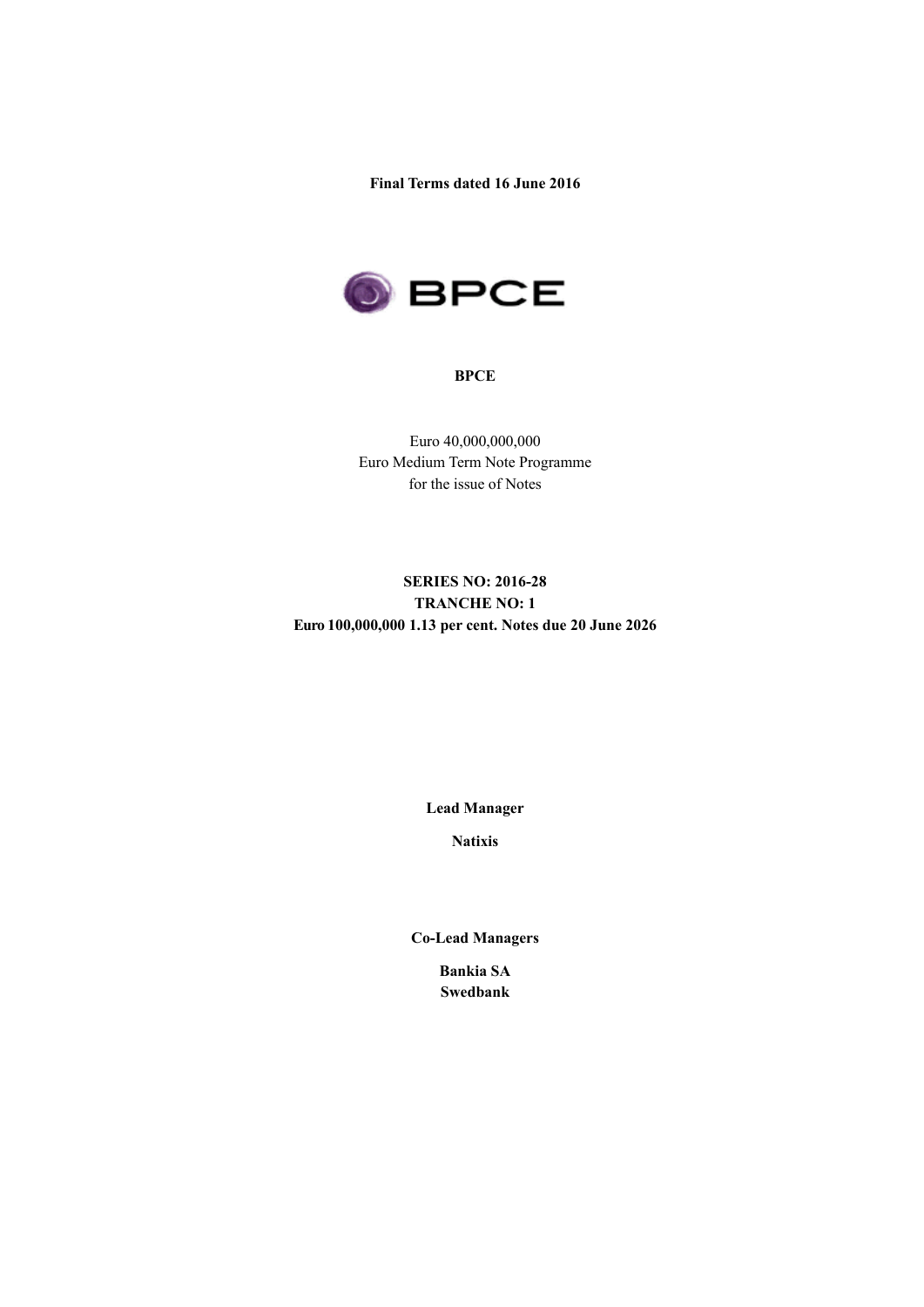**Final Terms dated 16 June 2016**

**BPCE**

Euro 40,000,000,000
Euro Medium Term Note Programme
for the issue of Notes

**SERIES NO: 2016-28**
**TRANCHE NO: 1**
**Euro 100,000,000 1.13 per cent. Notes due 20 June 2026**

**Lead Manager**

**Natixis**

**Co-Lead Managers**

**Bankia SA**
**Swedbank**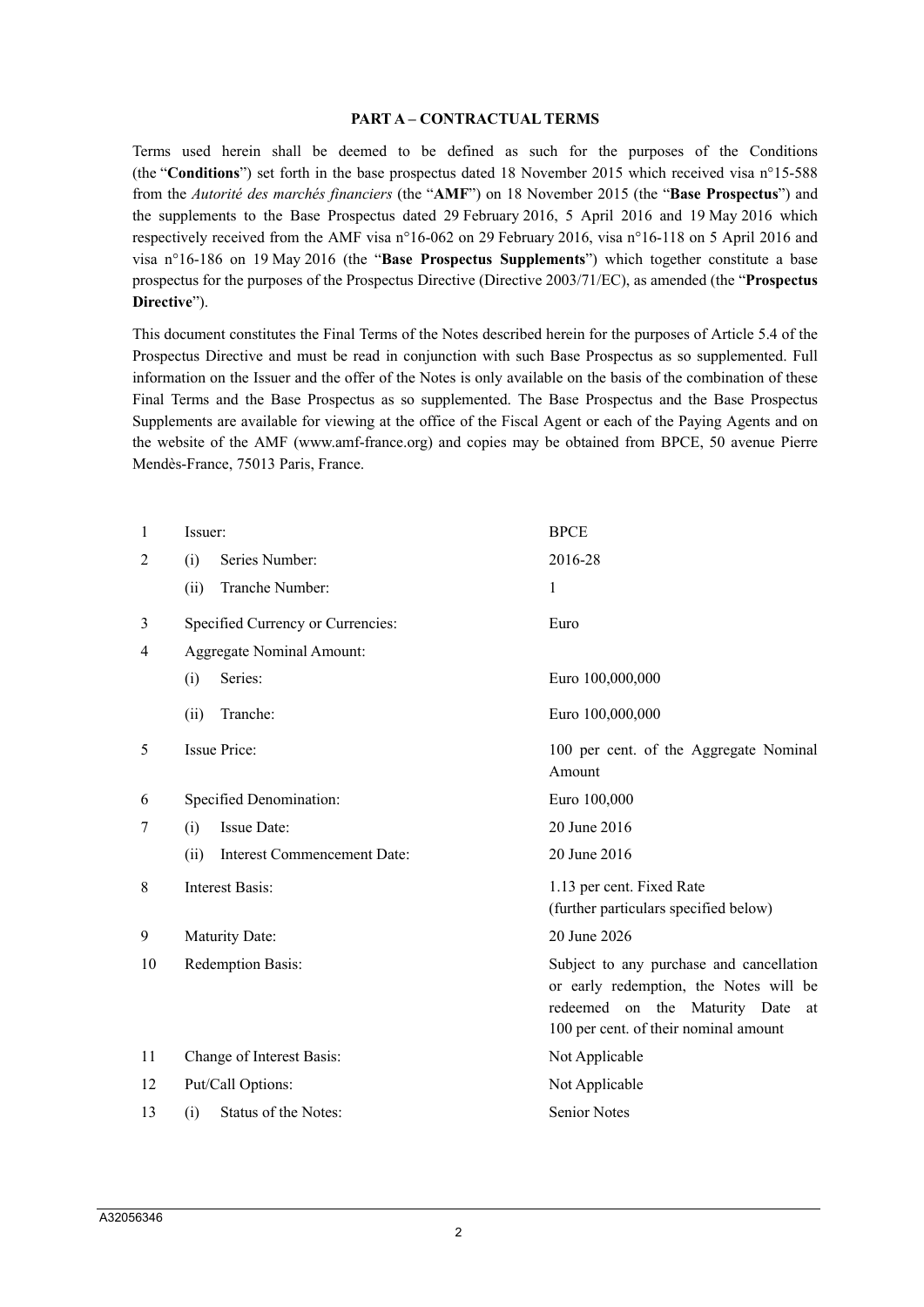**PART A – CONTRACTUAL TERMS**

Terms used herein shall be deemed to be defined as such for the purposes of the Conditions (the "**Conditions**") set forth in the base prospectus dated 18 November 2015 which received visa n°15-588 from the *Autorité des marchés financiers* (the "**AMF**") on 18 November 2015 (the "**Base Prospectus**") and the supplements to the Base Prospectus dated 29 February 2016, 5 April 2016 and 19 May 2016 which respectively received from the AMF visa n°16-062 on 29 February 2016, visa n°16-118 on 5 April 2016 and visa n°16-186 on 19 May 2016 (the "**Base Prospectus Supplements**") which together constitute a base prospectus for the purposes of the Prospectus Directive (Directive 2003/71/EC), as amended (the "**Prospectus Directive**").

This document constitutes the Final Terms of the Notes described herein for the purposes of Article 5.4 of the Prospectus Directive and must be read in conjunction with such Base Prospectus as so supplemented. Full information on the Issuer and the offer of the Notes is only available on the basis of the combination of these Final Terms and the Base Prospectus as so supplemented. The Base Prospectus and the Base Prospectus Supplements are available for viewing at the office of the Fiscal Agent or each of the Paying Agents and on the website of the AMF (www.amf-france.org) and copies may be obtained from BPCE, 50 avenue Pierre Mendès-France, 75013 Paris, France.

| | | |
|---|---|---|
| 1 | Issuer: | BPCE |
| 2 | (i) Series Number: | 2016-28 |
| | (ii) Tranche Number: | 1 |
| 3 | Specified Currency or Currencies: | Euro |
| 4 | Aggregate Nominal Amount: | |
| | (i) Series: | Euro 100,000,000 |
| | (ii) Tranche: | Euro 100,000,000 |
| 5 | Issue Price: | 100 per cent. of the Aggregate Nominal Amount |
| 6 | Specified Denomination: | Euro 100,000 |
| 7 | (i) Issue Date: | 20 June 2016 |
| | (ii) Interest Commencement Date: | 20 June 2016 |
| 8 | Interest Basis: | 1.13 per cent. Fixed Rate<br>(further particulars specified below) |
| 9 | Maturity Date: | 20 June 2026 |
| 10 | Redemption Basis: | Subject to any purchase and cancellation or early redemption, the Notes will be redeemed on the Maturity Date at 100 per cent. of their nominal amount |
| 11 | Change of Interest Basis: | Not Applicable |
| 12 | Put/Call Options: | Not Applicable |
| 13 | (i) Status of the Notes: | Senior Notes |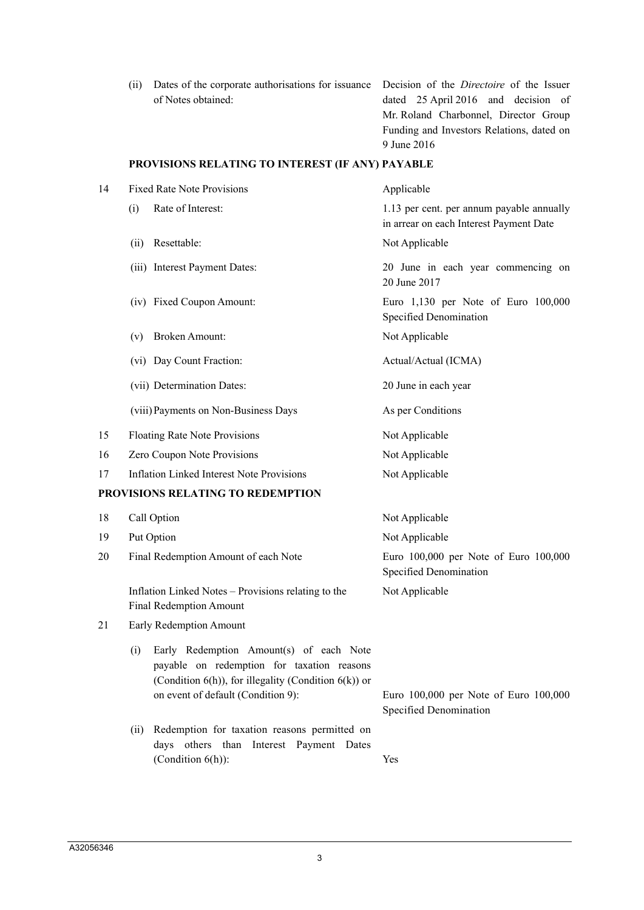| | | |
|---|---|---|
| | (ii) Dates of the corporate authorisations for issuance of Notes obtained: | Decision of the *Directoire* of the Issuer dated 25 April 2016 and decision of Mr. Roland Charbonnel, Director Group Funding and Investors Relations, dated on 9 June 2016 |

**PROVISIONS RELATING TO INTEREST (IF ANY) PAYABLE**

| | | |
|---|---|---|
| 14 | Fixed Rate Note Provisions | Applicable |
| | (i) Rate of Interest: | 1.13 per cent. per annum payable annually in arrear on each Interest Payment Date |
| | (ii) Resettable: | Not Applicable |
| | (iii) Interest Payment Dates: | 20 June in each year commencing on 20 June 2017 |
| | (iv) Fixed Coupon Amount: | Euro 1,130 per Note of Euro 100,000 Specified Denomination |
| | (v) Broken Amount: | Not Applicable |
| | (vi) Day Count Fraction: | Actual/Actual (ICMA) |
| | (vii) Determination Dates: | 20 June in each year |
| | (viii) Payments on Non-Business Days | As per Conditions |
| 15 | Floating Rate Note Provisions | Not Applicable |
| 16 | Zero Coupon Note Provisions | Not Applicable |
| 17 | Inflation Linked Interest Note Provisions | Not Applicable |

**PROVISIONS RELATING TO REDEMPTION**

| | | |
|---|---|---|
| 18 | Call Option | Not Applicable |
| 19 | Put Option | Not Applicable |
| 20 | Final Redemption Amount of each Note | Euro 100,000 per Note of Euro 100,000 Specified Denomination |
| | Inflation Linked Notes – Provisions relating to the Final Redemption Amount | Not Applicable |
| 21 | Early Redemption Amount | |
| | (i) Early Redemption Amount(s) of each Note payable on redemption for taxation reasons (Condition 6(h)), for illegality (Condition 6(k)) or on event of default (Condition 9): | Euro 100,000 per Note of Euro 100,000 Specified Denomination |
| | (ii) Redemption for taxation reasons permitted on days others than Interest Payment Dates (Condition 6(h)): | Yes |

A32056346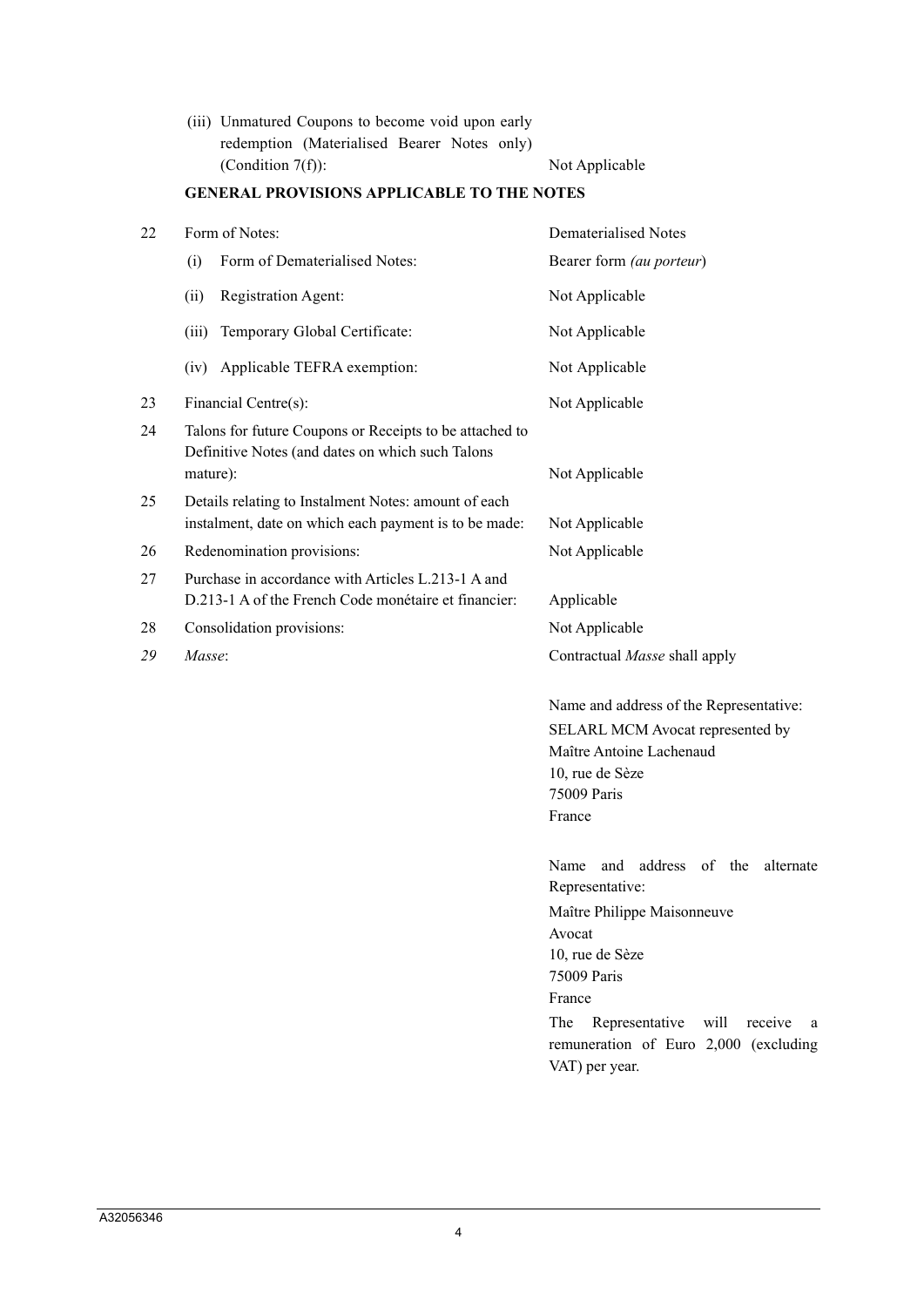| | | |
|---|---|---|
| | (iii) Unmatured Coupons to become void upon early redemption (Materialised Bearer Notes only) (Condition 7(f)): | Not Applicable |

**GENERAL PROVISIONS APPLICABLE TO THE NOTES**

| | | |
|---|---|---|
| 22 | Form of Notes: | Dematerialised Notes |
| | (i) Form of Dematerialised Notes: | Bearer form *(au porteur)* |
| | (ii) Registration Agent: | Not Applicable |
| | (iii) Temporary Global Certificate: | Not Applicable |
| | (iv) Applicable TEFRA exemption: | Not Applicable |
| 23 | Financial Centre(s): | Not Applicable |
| 24 | Talons for future Coupons or Receipts to be attached to Definitive Notes (and dates on which such Talons mature): | Not Applicable |
| 25 | Details relating to Instalment Notes: amount of each instalment, date on which each payment is to be made: | Not Applicable |
| 26 | Redenomination provisions: | Not Applicable |
| 27 | Purchase in accordance with Articles L.213-1 A and D.213-1 A of the French Code monétaire et financier: | Applicable |
| 28 | Consolidation provisions: | Not Applicable |
| *29* | *Masse*: | Contractual *Masse* shall apply<br><br>Name and address of the Representative:<br>SELARL MCM Avocat represented by Maître Antoine Lachenaud<br>10, rue de Sèze<br>75009 Paris<br>France<br><br>Name and address of the alternate Representative:<br>Maître Philippe Maisonneuve<br>Avocat<br>10, rue de Sèze<br>75009 Paris<br>France<br>The Representative will receive a remuneration of Euro 2,000 (excluding VAT) per year. |

A32056346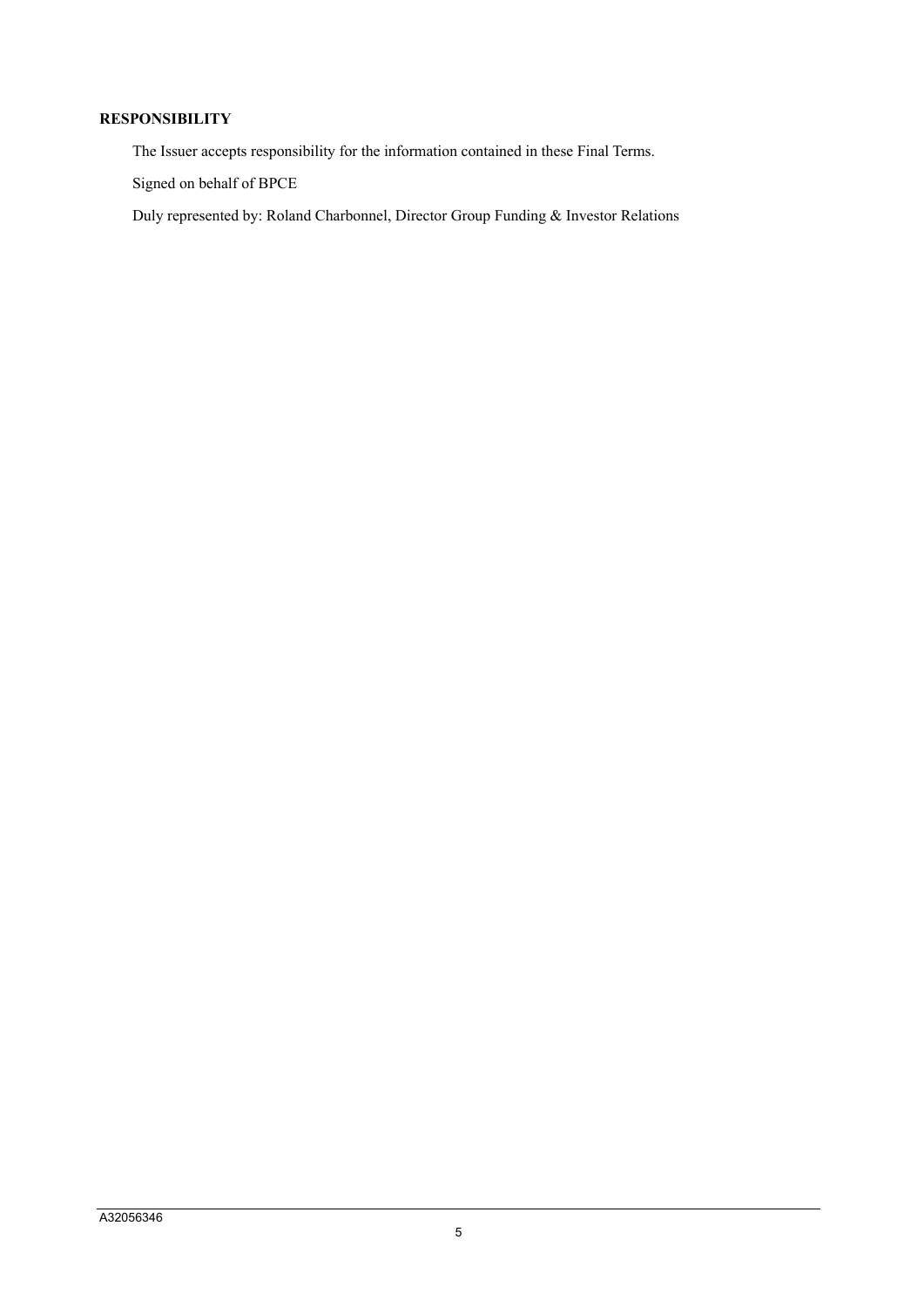**RESPONSIBILITY**

The Issuer accepts responsibility for the information contained in these Final Terms.

Signed on behalf of BPCE

Duly represented by: Roland Charbonnel, Director Group Funding & Investor Relations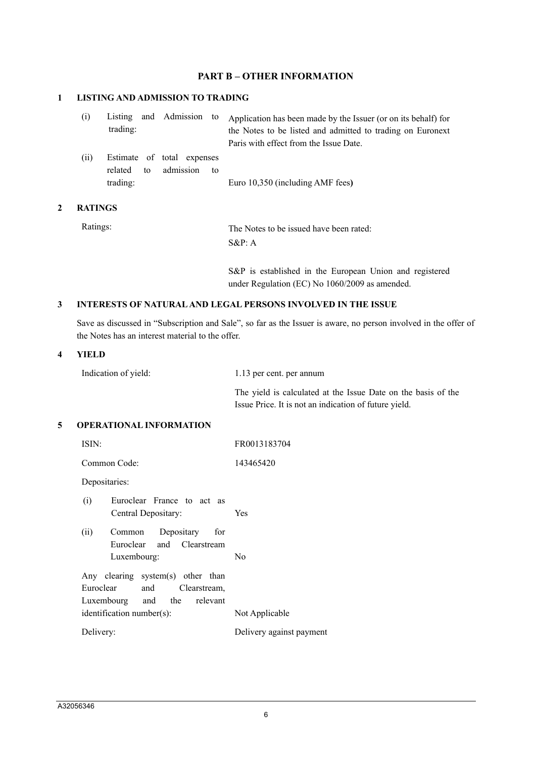## PART B – OTHER INFORMATION

### 1 LISTING AND ADMISSION TO TRADING

| | |
|---|---|
| (i) Listing and Admission to trading: | Application has been made by the Issuer (or on its behalf) for the Notes to be listed and admitted to trading on Euronext Paris with effect from the Issue Date. |
| (ii) Estimate of total expenses related to admission to trading: | Euro 10,350 (including AMF fees**)** |

### 2 RATINGS

| | |
|---|---|
| Ratings: | The Notes to be issued have been rated:<br>S&P: A<br><br>S&P is established in the European Union and registered under Regulation (EC) No 1060/2009 as amended. |

### 3 INTERESTS OF NATURAL AND LEGAL PERSONS INVOLVED IN THE ISSUE

Save as discussed in "Subscription and Sale", so far as the Issuer is aware, no person involved in the offer of the Notes has an interest material to the offer.

### 4 YIELD

| | |
|---|---|
| Indication of yield: | 1.13 per cent. per annum<br><br>The yield is calculated at the Issue Date on the basis of the Issue Price. It is not an indication of future yield. |

### 5 OPERATIONAL INFORMATION

| | |
|---|---|
| ISIN: | FR0013183704 |
| Common Code: | 143465420 |
| Depositaries: | |
| (i) Euroclear France to act as Central Depositary: | Yes |
| (ii) Common Depositary for Euroclear and Clearstream Luxembourg: | No |
| Any clearing system(s) other than Euroclear and Clearstream, Luxembourg and the relevant identification number(s): | Not Applicable |
| Delivery: | Delivery against payment |

A32056346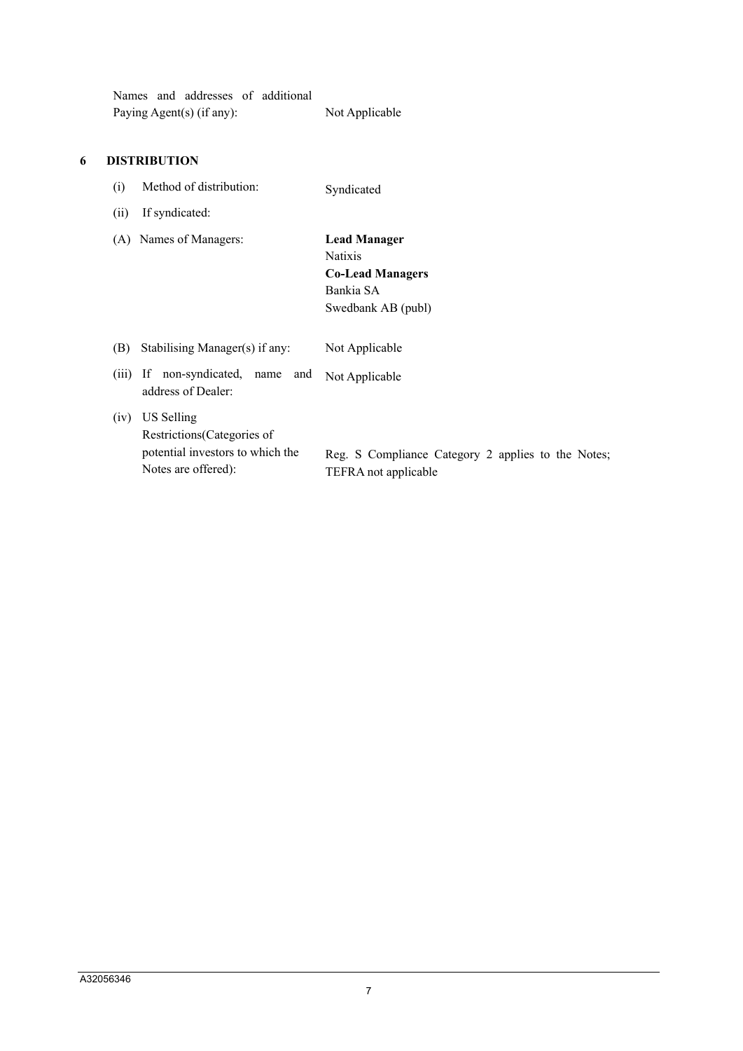| | |
|---|---|
| Names and addresses of additional Paying Agent(s) (if any): | Not Applicable |

## 6 DISTRIBUTION

| | |
|---|---|
| (i) Method of distribution: | Syndicated |
| (ii) If syndicated: | |
| (A) Names of Managers: | **Lead Manager**<br>Natixis<br>**Co-Lead Managers**<br>Bankia SA<br>Swedbank AB (publ) |
| (B) Stabilising Manager(s) if any: | Not Applicable |
| (iii) If non-syndicated, name and address of Dealer: | Not Applicable |
| (iv) US Selling Restrictions(Categories of potential investors to which the Notes are offered): | Reg. S Compliance Category 2 applies to the Notes; TEFRA not applicable |

A32056346